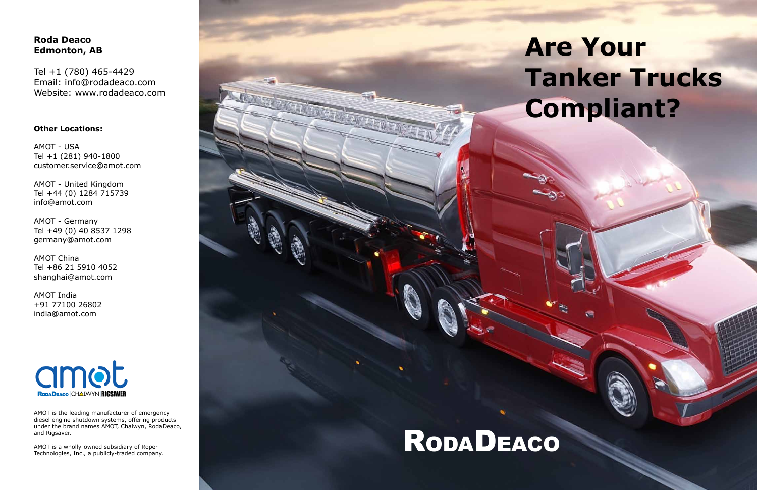**Roda Deaco**
**Edmonton, AB**

Tel +1 (780) 465-4429
Email: info@rodadeaco.com
Website: www.rodadeaco.com

**Other Locations:**

AMOT - USA
Tel +1 (281) 940-1800
customer.service@amot.com

AMOT - United Kingdom
Tel +44 (0) 1284 715739
info@amot.com

AMOT - Germany
Tel +49 (0) 40 8537 1298
germany@amot.com

AMOT China
Tel +86 21 5910 4052
shanghai@amot.com

AMOT India
+91 77100 26802
india@amot.com

amot
RodaDeaco | CHALWYN | RIGSAVER

AMOT is the leading manufacturer of emergency diesel engine shutdown systems, offering products under the brand names AMOT, Chalwyn, RodaDeaco, and Rigsaver.

AMOT is a wholly-owned subsidiary of Roper Technologies, Inc., a publicly-traded company.

# Are Your Tanker Trucks Compliant?

## RodaDeaco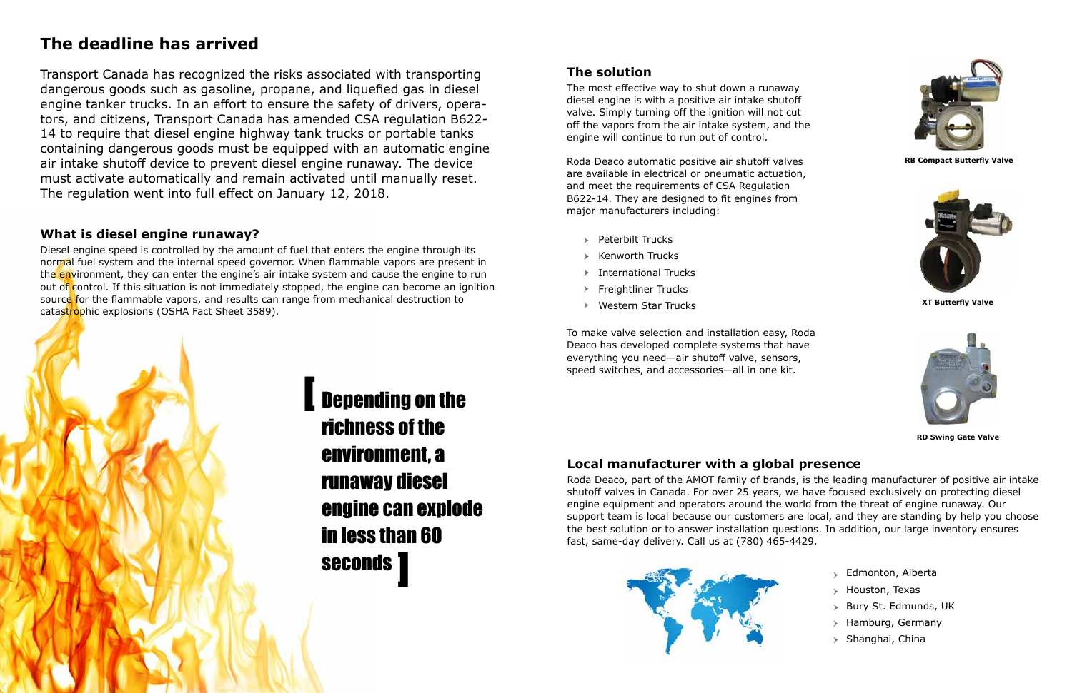## The deadline has arrived

Transport Canada has recognized the risks associated with transporting dangerous goods such as gasoline, propane, and liquefied gas in diesel engine tanker trucks. In an effort to ensure the safety of drivers, operators, and citizens, Transport Canada has amended CSA regulation B622-14 to require that diesel engine highway tank trucks or portable tanks containing dangerous goods must be equipped with an automatic engine air intake shutoff device to prevent diesel engine runaway. The device must activate automatically and remain activated until manually reset. The regulation went into full effect on January 12, 2018.

### What is diesel engine runaway?

Diesel engine speed is controlled by the amount of fuel that enters the engine through its normal fuel system and the internal speed governor. When flammable vapors are present in the environment, they can enter the engine's air intake system and cause the engine to run out of control. If this situation is not immediately stopped, the engine can become an ignition source for the flammable vapors, and results can range from mechanical destruction to catastrophic explosions (OSHA Fact Sheet 3589).

**[ Depending on the richness of the environment, a runaway diesel engine can explode in less than 60 seconds ]**

### The solution

The most effective way to shut down a runaway diesel engine is with a positive air intake shutoff valve. Simply turning off the ignition will not cut off the vapors from the air intake system, and the engine will continue to run out of control.

Roda Deaco automatic positive air shutoff valves are available in electrical or pneumatic actuation, and meet the requirements of CSA Regulation B622-14. They are designed to fit engines from major manufacturers including:

- Peterbilt Trucks
- Kenworth Trucks
- International Trucks
- Freightliner Trucks
- Western Star Trucks

To make valve selection and installation easy, Roda Deaco has developed complete systems that have everything you need—air shutoff valve, sensors, speed switches, and accessories—all in one kit.

**RB Compact Butterfly Valve**

**XT Butterfly Valve**

**RD Swing Gate Valve**

### Local manufacturer with a global presence

Roda Deaco, part of the AMOT family of brands, is the leading manufacturer of positive air intake shutoff valves in Canada. For over 25 years, we have focused exclusively on protecting diesel engine equipment and operators around the world from the threat of engine runaway. Our support team is local because our customers are local, and they are standing by help you choose the best solution or to answer installation questions. In addition, our large inventory ensures fast, same-day delivery. Call us at (780) 465-4429.

- Edmonton, Alberta
- Houston, Texas
- Bury St. Edmunds, UK
- Hamburg, Germany
- Shanghai, China